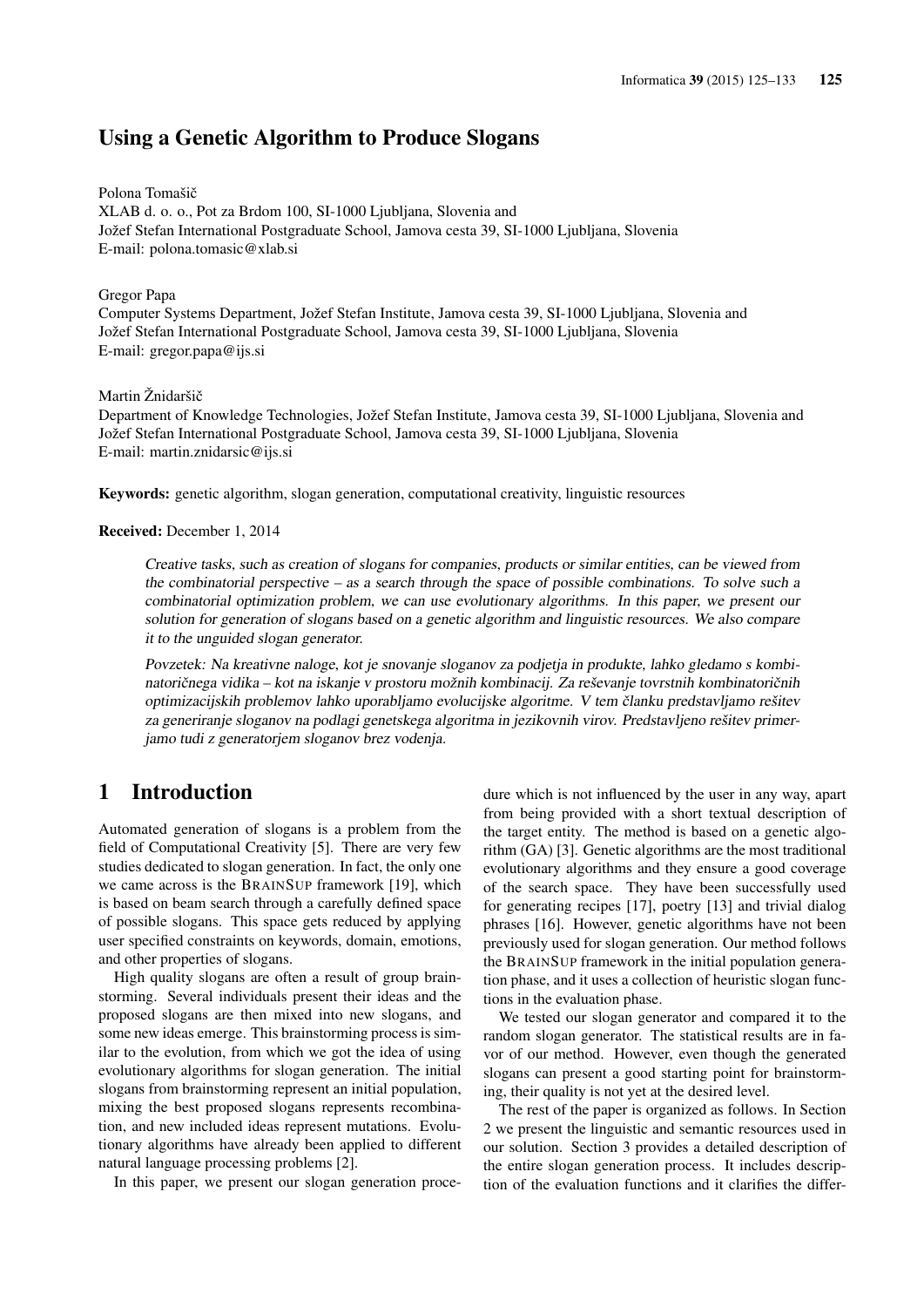# Using a Genetic Algorithm to Produce Slogans

Polona Tomašič
XLAB d. o. o., Pot za Brdom 100, SI-1000 Ljubljana, Slovenia and
Jožef Stefan International Postgraduate School, Jamova cesta 39, SI-1000 Ljubljana, Slovenia
E-mail: polona.tomasic@xlab.si

Gregor Papa
Computer Systems Department, Jožef Stefan Institute, Jamova cesta 39, SI-1000 Ljubljana, Slovenia and
Jožef Stefan International Postgraduate School, Jamova cesta 39, SI-1000 Ljubljana, Slovenia
E-mail: gregor.papa@ijs.si

Martin Žnidaršič
Department of Knowledge Technologies, Jožef Stefan Institute, Jamova cesta 39, SI-1000 Ljubljana, Slovenia and
Jožef Stefan International Postgraduate School, Jamova cesta 39, SI-1000 Ljubljana, Slovenia
E-mail: martin.znidarsic@ijs.si

**Keywords:** genetic algorithm, slogan generation, computational creativity, linguistic resources

**Received:** December 1, 2014

*Creative tasks, such as creation of slogans for companies, products or similar entities, can be viewed from the combinatorial perspective – as a search through the space of possible combinations. To solve such a combinatorial optimization problem, we can use evolutionary algorithms. In this paper, we present our solution for generation of slogans based on a genetic algorithm and linguistic resources. We also compare it to the unguided slogan generator.*

*Povzetek: Na kreativne naloge, kot je snovanje sloganov za podjetja in produkte, lahko gledamo s kombinatoričnega vidika – kot na iskanje v prostoru možnih kombinacij. Za reševanje tovrstnih kombinatoričnih optimizacijskih problemov lahko uporabljamo evolucijske algoritme. V tem članku predstavljamo rešitev za generiranje sloganov na podlagi genetskega algoritma in jezikovnih virov. Predstavljeno rešitev primerjamo tudi z generatorjem sloganov brez vodenja.*

## 1 Introduction

Automated generation of slogans is a problem from the field of Computational Creativity [5]. There are very few studies dedicated to slogan generation. In fact, the only one we came across is the BRAINSUP framework [19], which is based on beam search through a carefully defined space of possible slogans. This space gets reduced by applying user specified constraints on keywords, domain, emotions, and other properties of slogans.

High quality slogans are often a result of group brainstorming. Several individuals present their ideas and the proposed slogans are then mixed into new slogans, and some new ideas emerge. This brainstorming process is similar to the evolution, from which we got the idea of using evolutionary algorithms for slogan generation. The initial slogans from brainstorming represent an initial population, mixing the best proposed slogans represents recombination, and new included ideas represent mutations. Evolutionary algorithms have already been applied to different natural language processing problems [2].

In this paper, we present our slogan generation procedure which is not influenced by the user in any way, apart from being provided with a short textual description of the target entity. The method is based on a genetic algorithm (GA) [3]. Genetic algorithms are the most traditional evolutionary algorithms and they ensure a good coverage of the search space. They have been successfully used for generating recipes [17], poetry [13] and trivial dialog phrases [16]. However, genetic algorithms have not been previously used for slogan generation. Our method follows the BRAINSUP framework in the initial population generation phase, and it uses a collection of heuristic slogan functions in the evaluation phase.

We tested our slogan generator and compared it to the random slogan generator. The statistical results are in favor of our method. However, even though the generated slogans can present a good starting point for brainstorming, their quality is not yet at the desired level.

The rest of the paper is organized as follows. In Section 2 we present the linguistic and semantic resources used in our solution. Section 3 provides a detailed description of the entire slogan generation process. It includes description of the evaluation functions and it clarifies the differ-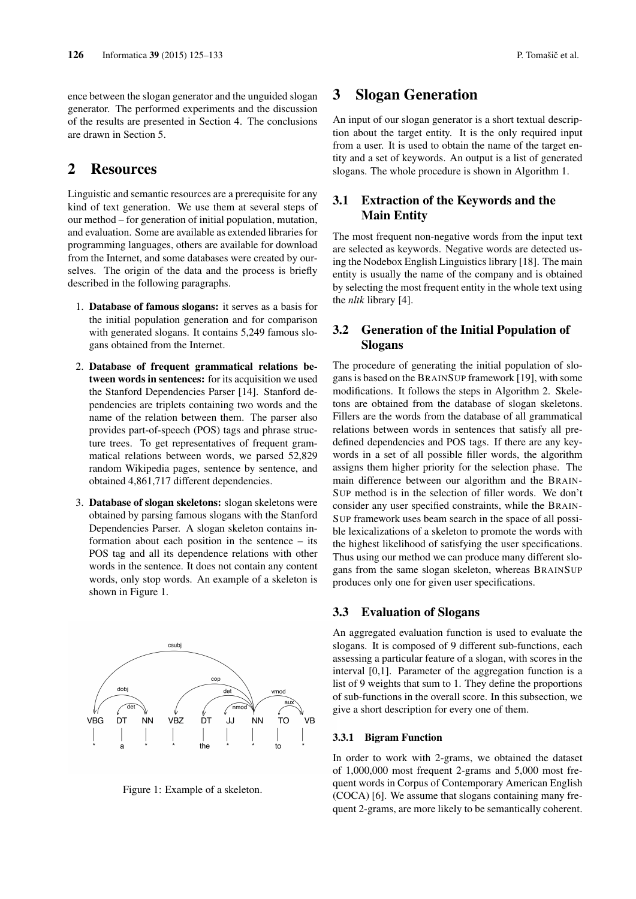ence between the slogan generator and the unguided slogan generator. The performed experiments and the discussion of the results are presented in Section 4. The conclusions are drawn in Section 5.

## 2 Resources

Linguistic and semantic resources are a prerequisite for any kind of text generation. We use them at several steps of our method – for generation of initial population, mutation, and evaluation. Some are available as extended libraries for programming languages, others are available for download from the Internet, and some databases were created by ourselves. The origin of the data and the process is briefly described in the following paragraphs.

1. **Database of famous slogans:** it serves as a basis for the initial population generation and for comparison with generated slogans. It contains 5,249 famous slogans obtained from the Internet.
2. **Database of frequent grammatical relations between words in sentences:** for its acquisition we used the Stanford Dependencies Parser [14]. Stanford dependencies are triplets containing two words and the name of the relation between them. The parser also provides part-of-speech (POS) tags and phrase structure trees. To get representatives of frequent grammatical relations between words, we parsed 52,829 random Wikipedia pages, sentence by sentence, and obtained 4,861,717 different dependencies.
3. **Database of slogan skeletons:** slogan skeletons were obtained by parsing famous slogans with the Stanford Dependencies Parser. A slogan skeleton contains information about each position in the sentence – its POS tag and all its dependence relations with other words in the sentence. It does not contain any content words, only stop words. An example of a skeleton is shown in Figure 1.

Figure 1: Example of a skeleton.

## 3 Slogan Generation

An input of our slogan generator is a short textual description about the target entity. It is the only required input from a user. It is used to obtain the name of the target entity and a set of keywords. An output is a list of generated slogans. The whole procedure is shown in Algorithm 1.

### 3.1 Extraction of the Keywords and the Main Entity

The most frequent non-negative words from the input text are selected as keywords. Negative words are detected using the Nodebox English Linguistics library [18]. The main entity is usually the name of the company and is obtained by selecting the most frequent entity in the whole text using the *nltk* library [4].

### 3.2 Generation of the Initial Population of Slogans

The procedure of generating the initial population of slogans is based on the BRAINSUP framework [19], with some modifications. It follows the steps in Algorithm 2. Skeletons are obtained from the database of slogan skeletons. Fillers are the words from the database of all grammatical relations between words in sentences that satisfy all predefined dependencies and POS tags. If there are any keywords in a set of all possible filler words, the algorithm assigns them higher priority for the selection phase. The main difference between our algorithm and the BRAINSUP method is in the selection of filler words. We don't consider any user specified constraints, while the BRAINSUP framework uses beam search in the space of all possible lexicalizations of a skeleton to promote the words with the highest likelihood of satisfying the user specifications. Thus using our method we can produce many different slogans from the same slogan skeleton, whereas BRAINSUP produces only one for given user specifications.

### 3.3 Evaluation of Slogans

An aggregated evaluation function is used to evaluate the slogans. It is composed of 9 different sub-functions, each assessing a particular feature of a slogan, with scores in the interval [0,1]. Parameter of the aggregation function is a list of 9 weights that sum to 1. They define the proportions of sub-functions in the overall score. In this subsection, we give a short description for every one of them.

#### 3.3.1 Bigram Function

In order to work with 2-grams, we obtained the dataset of 1,000,000 most frequent 2-grams and 5,000 most frequent words in Corpus of Contemporary American English (COCA) [6]. We assume that slogans containing many frequent 2-grams, are more likely to be semantically coherent.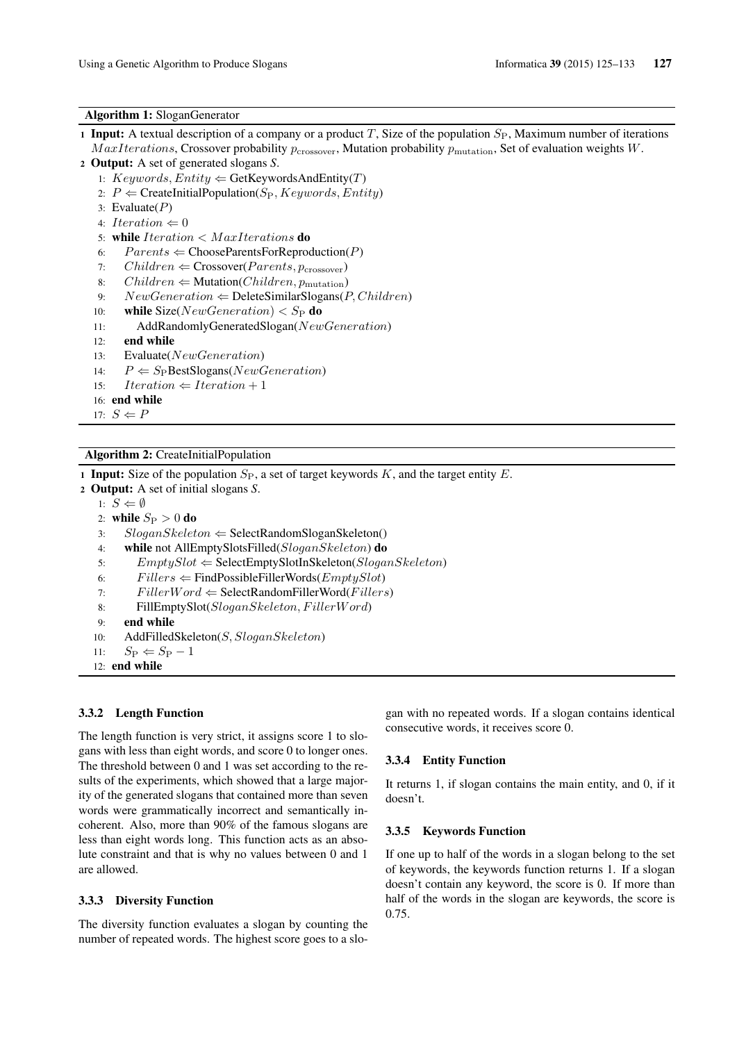**Algorithm 1:** SloganGenerator

1 **Input:** A textual description of a company or a product $T$, Size of the population $S_{\mathrm{P}}$, Maximum number of iterations $MaxIterations$, Crossover probability $p_{\mathrm{crossover}}$, Mutation probability $p_{\mathrm{mutation}}$, Set of evaluation weights $W$.

2 **Output:** A set of generated slogans *S*.

```
1:  Keywords, Entity ⇐ GetKeywordsAndEntity(T)
2:  P ⇐ CreateInitialPopulation(S_P, Keywords, Entity)
3:  Evaluate(P)
4:  Iteration ⇐ 0
5:  while Iteration < MaxIterations do
6:      Parents ⇐ ChooseParentsForReproduction(P)
7:      Children ⇐ Crossover(Parents, p_crossover)
8:      Children ⇐ Mutation(Children, p_mutation)
9:      NewGeneration ⇐ DeleteSimilarSlogans(P, Children)
10:     while Size(NewGeneration) < S_P do
11:         AddRandomlyGeneratedSlogan(NewGeneration)
12:     end while
13:     Evaluate(NewGeneration)
14:     P ⇐ S_P BestSlogans(NewGeneration)
15:     Iteration ⇐ Iteration + 1
16: end while
17: S ⇐ P
```

**Algorithm 2:** CreateInitialPopulation

1 **Input:** Size of the population $S_{\mathrm{P}}$, a set of target keywords $K$, and the target entity $E$.

2 **Output:** A set of initial slogans *S*.

```
1:  S ⇐ ∅
2:  while S_P > 0 do
3:      SloganSkeleton ⇐ SelectRandomSloganSkeleton()
4:      while not AllEmptySlotsFilled(SloganSkeleton) do
5:          EmptySlot ⇐ SelectEmptySlotInSkeleton(SloganSkeleton)
6:          Fillers ⇐ FindPossibleFillerWords(EmptySlot)
7:          FillerWord ⇐ SelectRandomFillerWord(Fillers)
8:          FillEmptySlot(SloganSkeleton, FillerWord)
9:      end while
10:     AddFilledSkeleton(S, SloganSkeleton)
11:     S_P ⇐ S_P − 1
12: end while
```

### 3.3.2 Length Function

The length function is very strict, it assigns score 1 to slogans with less than eight words, and score 0 to longer ones. The threshold between 0 and 1 was set according to the results of the experiments, which showed that a large majority of the generated slogans that contained more than seven words were grammatically incorrect and semantically incoherent. Also, more than 90% of the famous slogans are less than eight words long. This function acts as an absolute constraint and that is why no values between 0 and 1 are allowed.

### 3.3.3 Diversity Function

The diversity function evaluates a slogan by counting the number of repeated words. The highest score goes to a slogan with no repeated words. If a slogan contains identical consecutive words, it receives score 0.

### 3.3.4 Entity Function

It returns 1, if slogan contains the main entity, and 0, if it doesn't.

### 3.3.5 Keywords Function

If one up to half of the words in a slogan belong to the set of keywords, the keywords function returns 1. If a slogan doesn't contain any keyword, the score is 0. If more than half of the words in the slogan are keywords, the score is 0.75.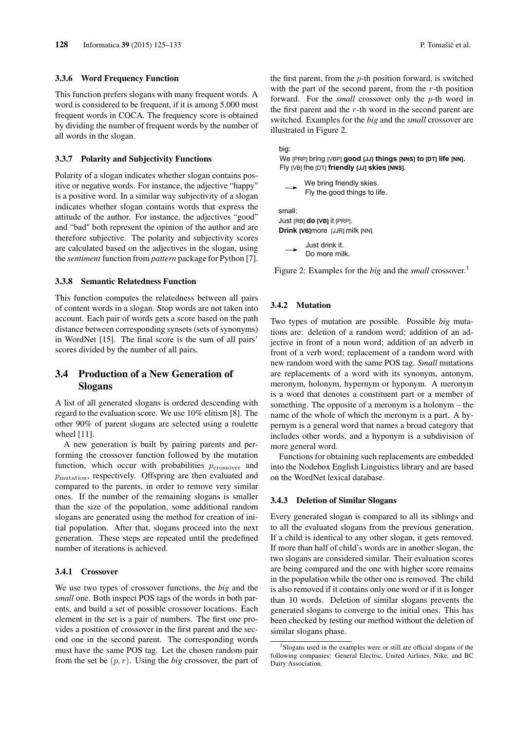#### 3.3.6 Word Frequency Function

This function prefers slogans with many frequent words. A word is considered to be frequent, if it is among 5,000 most frequent words in COCA. The frequency score is obtained by dividing the number of frequent words by the number of all words in the slogan.

#### 3.3.7 Polarity and Subjectivity Functions

Polarity of a slogan indicates whether slogan contains positive or negative words. For instance, the adjective "happy" is a positive word. In a similar way subjectivity of a slogan indicates whether slogan contains words that express the attitude of the author. For instance, the adjectives "good" and "bad" both represent the opinion of the author and are therefore subjective. The polarity and subjectivity scores are calculated based on the adjectives in the slogan, using the *sentiment* function from *pattern* package for Python [7].

#### 3.3.8 Semantic Relatedness Function

This function computes the relatedness between all pairs of content words in a slogan. Stop words are not taken into account. Each pair of words gets a score based on the path distance between corresponding synsets (sets of synonyms) in WordNet [15]. The final score is the sum of all pairs' scores divided by the number of all pairs.

### 3.4 Production of a New Generation of Slogans

A list of all generated slogans is ordered descending with regard to the evaluation score. We use 10% elitism [8]. The other 90% of parent slogans are selected using a roulette wheel [11].

A new generation is built by pairing parents and performing the crossover function followed by the mutation function, which occur with probabilities $p_{\mathrm{crossover}}$ and $p_{\mathrm{mutation}}$, respectively. Offspring are then evaluated and compared to the parents, in order to remove very similar ones. If the number of the remaining slogans is smaller than the size of the population, some additional random slogans are generated using the method for creation of initial population. After that, slogans proceed into the next generation. These steps are repeated until the predefined number of iterations is achieved.

#### 3.4.1 Crossover

We use two types of crossover functions, the *big* and the *small* one. Both inspect POS tags of the words in both parents, and build a set of possible crossover locations. Each element in the set is a pair of numbers. The first one provides a position of crossover in the first parent and the second one in the second parent. The corresponding words must have the same POS tag. Let the chosen random pair from the set be $(p, r)$. Using the *big* crossover, the part of the first parent, from the $p$-th position forward, is switched with the part of the second parent, from the $r$-th position forward. For the *small* crossover only the $p$-th word in the first parent and the $r$-th word in the second parent are switched. Examples for the *big* and the *small* crossover are illustrated in Figure 2.

big:
We [PRP] bring [VBP] **good [JJ] things [NNS] to [DT] life [NN].**
Fly [VB] the [DT] **friendly [JJ] skies [NNS].**

→ We bring friendly skies.
Fly the good things to life.

small:
Just [RB] **do [VB]** it [PRP].
**Drink [VB]** more [JJR] milk [NN].

→ Just drink it.
Do more milk.

Figure 2: Examples for the *big* and the *small* crossover.[1]

#### 3.4.2 Mutation

Two types of mutation are possible. Possible *big* mutations are: deletion of a random word; addition of an adjective in front of a noun word; addition of an adverb in front of a verb word; replacement of a random word with new random word with the same POS tag. *Small* mutations are replacements of a word with its synonym, antonym, meronym, holonym, hypernym or hyponym. A meronym is a word that denotes a constituent part or a member of something. The opposite of a meronym is a holonym – the name of the whole of which the meronym is a part. A hypernym is a general word that names a broad category that includes other words, and a hyponym is a subdivision of more general word.

Functions for obtaining such replacements are embedded into the Nodebox English Linguistics library and are based on the WordNet lexical database.

#### 3.4.3 Deletion of Similar Slogans

Every generated slogan is compared to all its siblings and to all the evaluated slogans from the previous generation. If a child is identical to any other slogan, it gets removed. If more than half of child's words are in another slogan, the two slogans are considered similar. Their evaluation scores are being compared and the one with higher score remains in the population while the other one is removed. The child is also removed if it contains only one word or if it is longer than 10 words. Deletion of similar slogans prevents the generated slogans to converge to the initial ones. This has been checked by testing our method without the deletion of similar slogans phase.

[1] Slogans used in the examples were or still are official slogans of the following companies: General Electric, United Airlines, Nike, and BC Dairy Association.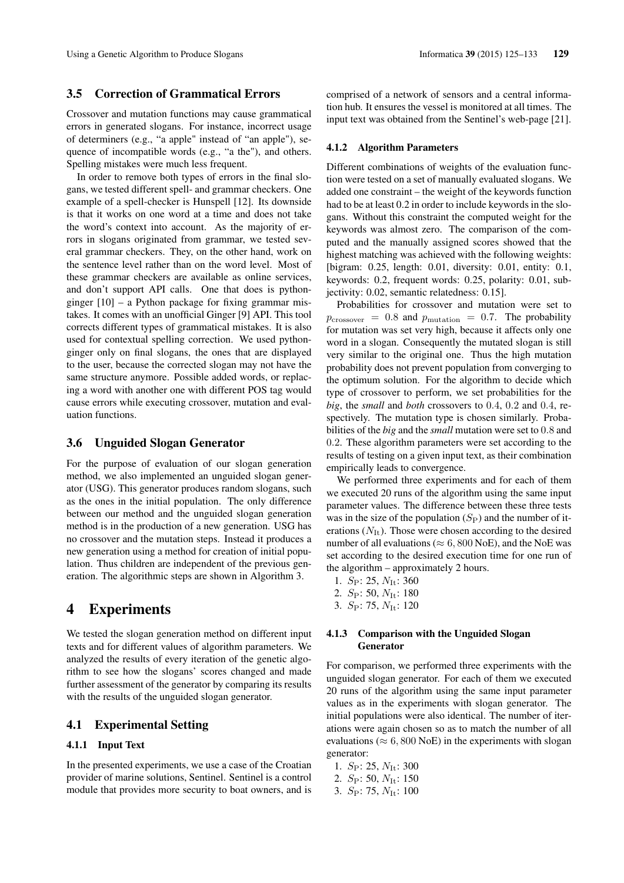### 3.5 Correction of Grammatical Errors

Crossover and mutation functions may cause grammatical errors in generated slogans. For instance, incorrect usage of determiners (e.g., "a apple" instead of "an apple"), sequence of incompatible words (e.g., "a the"), and others. Spelling mistakes were much less frequent.

In order to remove both types of errors in the final slogans, we tested different spell- and grammar checkers. One example of a spell-checker is Hunspell [12]. Its downside is that it works on one word at a time and does not take the word's context into account. As the majority of errors in slogans originated from grammar, we tested several grammar checkers. They, on the other hand, work on the sentence level rather than on the word level. Most of these grammar checkers are available as online services, and don't support API calls. One that does is python-ginger [10] – a Python package for fixing grammar mistakes. It comes with an unofficial Ginger [9] API. This tool corrects different types of grammatical mistakes. It is also used for contextual spelling correction. We used python-ginger only on final slogans, the ones that are displayed to the user, because the corrected slogan may not have the same structure anymore. Possible added words, or replacing a word with another one with different POS tag would cause errors while executing crossover, mutation and evaluation functions.

### 3.6 Unguided Slogan Generator

For the purpose of evaluation of our slogan generation method, we also implemented an unguided slogan generator (USG). This generator produces random slogans, such as the ones in the initial population. The only difference between our method and the unguided slogan generation method is in the production of a new generation. USG has no crossover and the mutation steps. Instead it produces a new generation using a method for creation of initial population. Thus children are independent of the previous generation. The algorithmic steps are shown in Algorithm 3.

## 4 Experiments

We tested the slogan generation method on different input texts and for different values of algorithm parameters. We analyzed the results of every iteration of the genetic algorithm to see how the slogans' scores changed and made further assessment of the generator by comparing its results with the results of the unguided slogan generator.

### 4.1 Experimental Setting

#### 4.1.1 Input Text

In the presented experiments, we use a case of the Croatian provider of marine solutions, Sentinel. Sentinel is a control module that provides more security to boat owners, and is comprised of a network of sensors and a central information hub. It ensures the vessel is monitored at all times. The input text was obtained from the Sentinel's web-page [21].

#### 4.1.2 Algorithm Parameters

Different combinations of weights of the evaluation function were tested on a set of manually evaluated slogans. We added one constraint – the weight of the keywords function had to be at least 0.2 in order to include keywords in the slogans. Without this constraint the computed weight for the keywords was almost zero. The comparison of the computed and the manually assigned scores showed that the highest matching was achieved with the following weights: [bigram: 0.25, length: 0.01, diversity: 0.01, entity: 0.1, keywords: 0.2, frequent words: 0.25, polarity: 0.01, subjectivity: 0.02, semantic relatedness: 0.15].

Probabilities for crossover and mutation were set to $p_{\mathrm{crossover}} = 0.8$ and $p_{\mathrm{mutation}} = 0.7$. The probability for mutation was set very high, because it affects only one word in a slogan. Consequently the mutated slogan is still very similar to the original one. Thus the high mutation probability does not prevent population from converging to the optimum solution. For the algorithm to decide which type of crossover to perform, we set probabilities for the *big*, the *small* and *both* crossovers to $0.4$, $0.2$ and $0.4$, respectively. The mutation type is chosen similarly. Probabilities of the *big* and the *small* mutation were set to $0.8$ and $0.2$. These algorithm parameters were set according to the results of testing on a given input text, as their combination empirically leads to convergence.

We performed three experiments and for each of them we executed 20 runs of the algorithm using the same input parameter values. The difference between these three tests was in the size of the population ($S_{\mathrm{P}}$) and the number of iterations ($N_{\mathrm{It}}$). Those were chosen according to the desired number of all evaluations ($\approx 6,800$ NoE), and the NoE was set according to the desired execution time for one run of the algorithm – approximately 2 hours.

1. $S_{\mathrm{P}}$: 25, $N_{\mathrm{It}}$: 360
2. $S_{\mathrm{P}}$: 50, $N_{\mathrm{It}}$: 180
3. $S_{\mathrm{P}}$: 75, $N_{\mathrm{It}}$: 120

#### 4.1.3 Comparison with the Unguided Slogan Generator

For comparison, we performed three experiments with the unguided slogan generator. For each of them we executed 20 runs of the algorithm using the same input parameter values as in the experiments with slogan generator. The initial populations were also identical. The number of iterations were again chosen so as to match the number of all evaluations ($\approx 6,800$ NoE) in the experiments with slogan generator:

1. $S_{\mathrm{P}}$: 25, $N_{\mathrm{It}}$: 300
2. $S_{\mathrm{P}}$: 50, $N_{\mathrm{It}}$: 150
3. $S_{\mathrm{P}}$: 75, $N_{\mathrm{It}}$: 100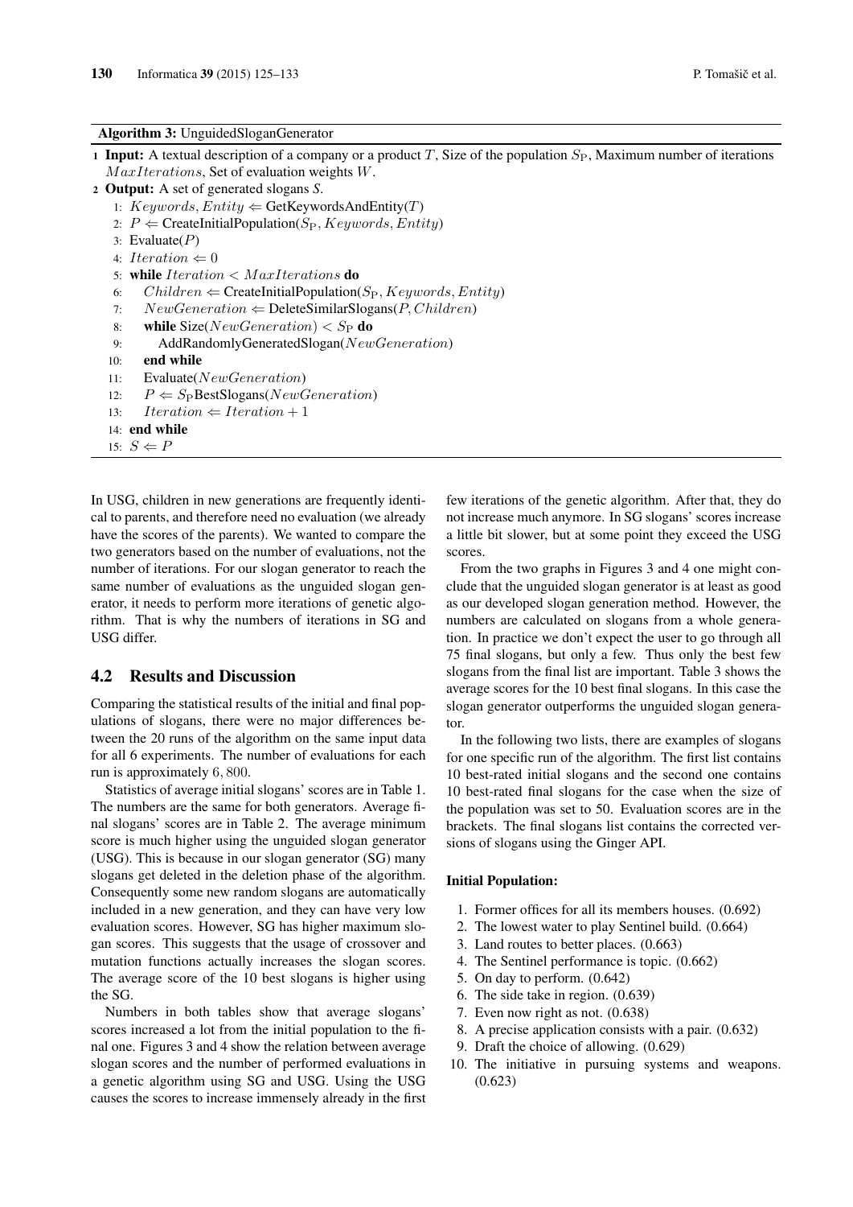**Algorithm 3:** UnguidedSloganGenerator

```
1 Input: A textual description of a company or a product T, Size of the population S_P, Maximum number of iterations
  MaxIterations, Set of evaluation weights W.
2 Output: A set of generated slogans S.
 1: Keywords, Entity ⇐ GetKeywordsAndEntity(T)
 2: P ⇐ CreateInitialPopulation(S_P, Keywords, Entity)
 3: Evaluate(P)
 4: Iteration ⇐ 0
 5: while Iteration < MaxIterations do
 6:    Children ⇐ CreateInitialPopulation(S_P, Keywords, Entity)
 7:    NewGeneration ⇐ DeleteSimilarSlogans(P, Children)
 8:    while Size(NewGeneration) < S_P do
 9:       AddRandomlyGeneratedSlogan(NewGeneration)
10:    end while
11:    Evaluate(NewGeneration)
12:    P ⇐ S_P BestSlogans(NewGeneration)
13:    Iteration ⇐ Iteration + 1
14: end while
15: S ⇐ P
```

In USG, children in new generations are frequently identical to parents, and therefore need no evaluation (we already have the scores of the parents). We wanted to compare the two generators based on the number of evaluations, not the number of iterations. For our slogan generator to reach the same number of evaluations as the unguided slogan generator, it needs to perform more iterations of genetic algorithm. That is why the numbers of iterations in SG and USG differ.

## 4.2 Results and Discussion

Comparing the statistical results of the initial and final populations of slogans, there were no major differences between the 20 runs of the algorithm on the same input data for all 6 experiments. The number of evaluations for each run is approximately $6,800$.

Statistics of average initial slogans' scores are in Table 1. The numbers are the same for both generators. Average final slogans' scores are in Table 2. The average minimum score is much higher using the unguided slogan generator (USG). This is because in our slogan generator (SG) many slogans get deleted in the deletion phase of the algorithm. Consequently some new random slogans are automatically included in a new generation, and they can have very low evaluation scores. However, SG has higher maximum slogan scores. This suggests that the usage of crossover and mutation functions actually increases the slogan scores. The average score of the 10 best slogans is higher using the SG.

Numbers in both tables show that average slogans' scores increased a lot from the initial population to the final one. Figures 3 and 4 show the relation between average slogan scores and the number of performed evaluations in a genetic algorithm using SG and USG. Using the USG causes the scores to increase immensely already in the first few iterations of the genetic algorithm. After that, they do not increase much anymore. In SG slogans' scores increase a little bit slower, but at some point they exceed the USG scores.

From the two graphs in Figures 3 and 4 one might conclude that the unguided slogan generator is at least as good as our developed slogan generation method. However, the numbers are calculated on slogans from a whole generation. In practice we don't expect the user to go through all 75 final slogans, but only a few. Thus only the best few slogans from the final list are important. Table 3 shows the average scores for the 10 best final slogans. In this case the slogan generator outperforms the unguided slogan generator.

In the following two lists, there are examples of slogans for one specific run of the algorithm. The first list contains 10 best-rated initial slogans and the second one contains 10 best-rated final slogans for the case when the size of the population was set to 50. Evaluation scores are in the brackets. The final slogans list contains the corrected versions of slogans using the Ginger API.

**Initial Population:**

1. Former offices for all its members houses. (0.692)
2. The lowest water to play Sentinel build. (0.664)
3. Land routes to better places. (0.663)
4. The Sentinel performance is topic. (0.662)
5. On day to perform. (0.642)
6. The side take in region. (0.639)
7. Even now right as not. (0.638)
8. A precise application consists with a pair. (0.632)
9. Draft the choice of allowing. (0.629)
10. The initiative in pursuing systems and weapons. (0.623)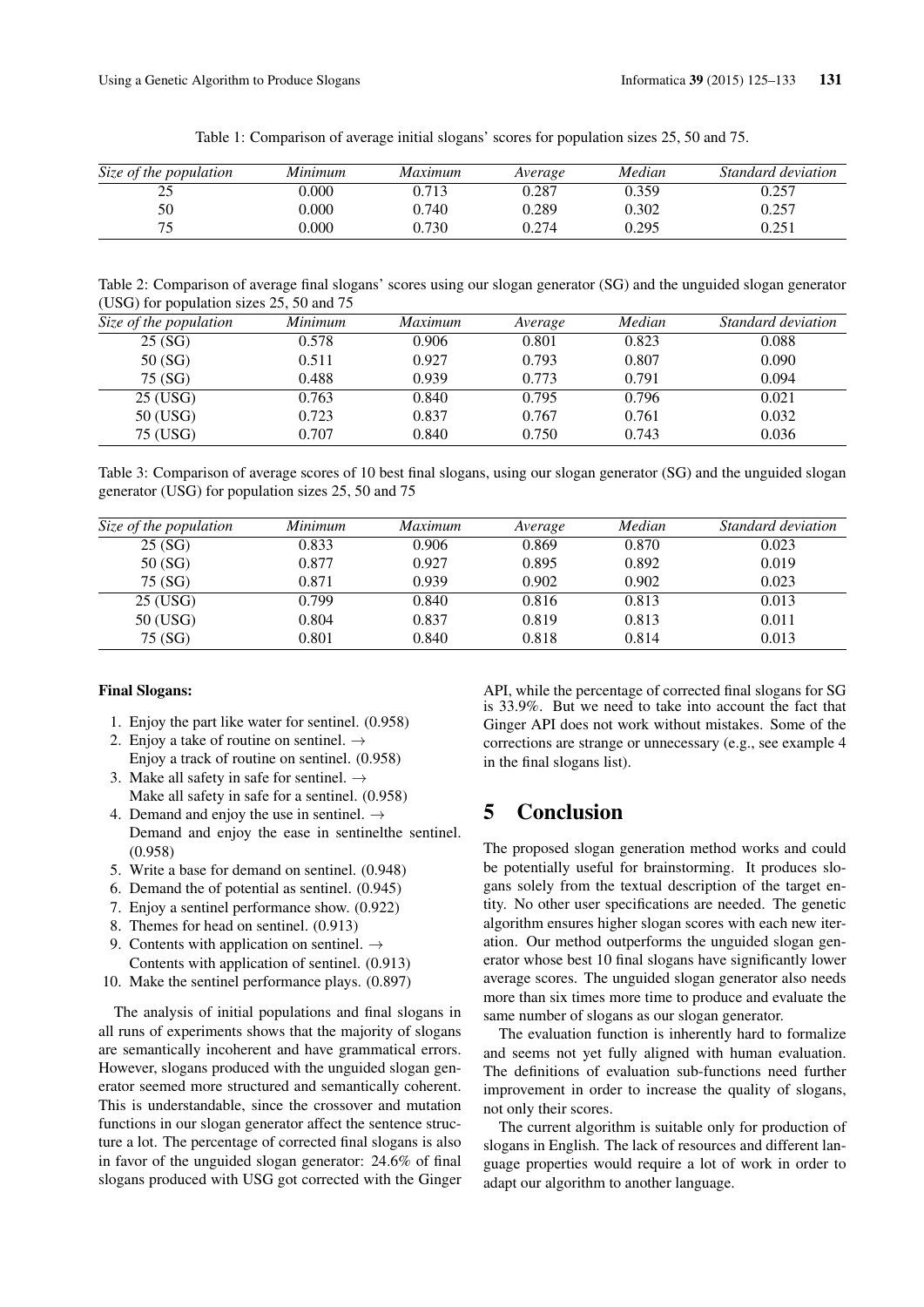Table 1: Comparison of average initial slogans' scores for population sizes 25, 50 and 75.

| *Size of the population* | *Minimum* | *Maximum* | *Average* | *Median* | *Standard deviation* |
|---|---|---|---|---|---|
| 25 | 0.000 | 0.713 | 0.287 | 0.359 | 0.257 |
| 50 | 0.000 | 0.740 | 0.289 | 0.302 | 0.257 |
| 75 | 0.000 | 0.730 | 0.274 | 0.295 | 0.251 |

Table 2: Comparison of average final slogans' scores using our slogan generator (SG) and the unguided slogan generator (USG) for population sizes 25, 50 and 75

| *Size of the population* | *Minimum* | *Maximum* | *Average* | *Median* | *Standard deviation* |
|---|---|---|---|---|---|
| 25 (SG) | 0.578 | 0.906 | 0.801 | 0.823 | 0.088 |
| 50 (SG) | 0.511 | 0.927 | 0.793 | 0.807 | 0.090 |
| 75 (SG) | 0.488 | 0.939 | 0.773 | 0.791 | 0.094 |
| 25 (USG) | 0.763 | 0.840 | 0.795 | 0.796 | 0.021 |
| 50 (USG) | 0.723 | 0.837 | 0.767 | 0.761 | 0.032 |
| 75 (USG) | 0.707 | 0.840 | 0.750 | 0.743 | 0.036 |

Table 3: Comparison of average scores of 10 best final slogans, using our slogan generator (SG) and the unguided slogan generator (USG) for population sizes 25, 50 and 75

| *Size of the population* | *Minimum* | *Maximum* | *Average* | *Median* | *Standard deviation* |
|---|---|---|---|---|---|
| 25 (SG) | 0.833 | 0.906 | 0.869 | 0.870 | 0.023 |
| 50 (SG) | 0.877 | 0.927 | 0.895 | 0.892 | 0.019 |
| 75 (SG) | 0.871 | 0.939 | 0.902 | 0.902 | 0.023 |
| 25 (USG) | 0.799 | 0.840 | 0.816 | 0.813 | 0.013 |
| 50 (USG) | 0.804 | 0.837 | 0.819 | 0.813 | 0.011 |
| 75 (SG) | 0.801 | 0.840 | 0.818 | 0.814 | 0.013 |

**Final Slogans:**

1. Enjoy the part like water for sentinel. (0.958)
2. Enjoy a take of routine on sentinel. →
   Enjoy a track of routine on sentinel. (0.958)
3. Make all safety in safe for sentinel. →
   Make all safety in safe for a sentinel. (0.958)
4. Demand and enjoy the use in sentinel. →
   Demand and enjoy the ease in sentinelthe sentinel. (0.958)
5. Write a base for demand on sentinel. (0.948)
6. Demand the of potential as sentinel. (0.945)
7. Enjoy a sentinel performance show. (0.922)
8. Themes for head on sentinel. (0.913)
9. Contents with application on sentinel. →
   Contents with application of sentinel. (0.913)
10. Make the sentinel performance plays. (0.897)

The analysis of initial populations and final slogans in all runs of experiments shows that the majority of slogans are semantically incoherent and have grammatical errors. However, slogans produced with the unguided slogan generator seemed more structured and semantically coherent. This is understandable, since the crossover and mutation functions in our slogan generator affect the sentence structure a lot. The percentage of corrected final slogans is also in favor of the unguided slogan generator: 24.6% of final slogans produced with USG got corrected with the Ginger API, while the percentage of corrected final slogans for SG is 33.9%. But we need to take into account the fact that Ginger API does not work without mistakes. Some of the corrections are strange or unnecessary (e.g., see example 4 in the final slogans list).

## 5 Conclusion

The proposed slogan generation method works and could be potentially useful for brainstorming. It produces slogans solely from the textual description of the target entity. No other user specifications are needed. The genetic algorithm ensures higher slogan scores with each new iteration. Our method outperforms the unguided slogan generator whose best 10 final slogans have significantly lower average scores. The unguided slogan generator also needs more than six times more time to produce and evaluate the same number of slogans as our slogan generator.

The evaluation function is inherently hard to formalize and seems not yet fully aligned with human evaluation. The definitions of evaluation sub-functions need further improvement in order to increase the quality of slogans, not only their scores.

The current algorithm is suitable only for production of slogans in English. The lack of resources and different language properties would require a lot of work in order to adapt our algorithm to another language.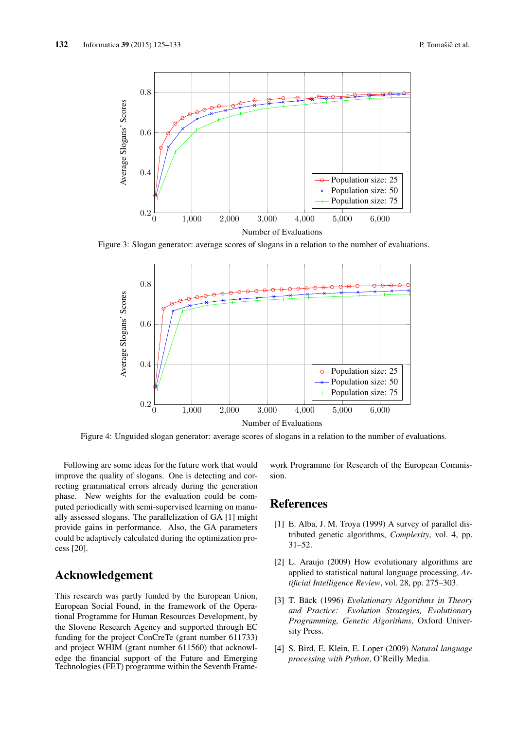Figure 3: Slogan generator: average scores of slogans in a relation to the number of evaluations.

Figure 4: Unguided slogan generator: average scores of slogans in a relation to the number of evaluations.

Following are some ideas for the future work that would improve the quality of slogans. One is detecting and correcting grammatical errors already during the generation phase. New weights for the evaluation could be computed periodically with semi-supervised learning on manually assessed slogans. The parallelization of GA [1] might provide gains in performance. Also, the GA parameters could be adaptively calculated during the optimization process [20].

## Acknowledgement

This research was partly funded by the European Union, European Social Found, in the framework of the Operational Programme for Human Resources Development, by the Slovene Research Agency and supported through EC funding for the project ConCreTe (grant number 611733) and project WHIM (grant number 611560) that acknowledge the financial support of the Future and Emerging Technologies (FET) programme within the Seventh Framework Programme for Research of the European Commission.

## References

[1] E. Alba, J. M. Troya (1999) A survey of parallel distributed genetic algorithms, *Complexity*, vol. 4, pp. 31–52.

[2] L. Araujo (2009) How evolutionary algorithms are applied to statistical natural language processing, *Artificial Intelligence Review*, vol. 28, pp. 275–303.

[3] T. Bäck (1996) *Evolutionary Algorithms in Theory and Practice: Evolution Strategies, Evolutionary Programming, Genetic Algorithms*, Oxford University Press.

[4] S. Bird, E. Klein, E. Loper (2009) *Natural language processing with Python*, O'Reilly Media.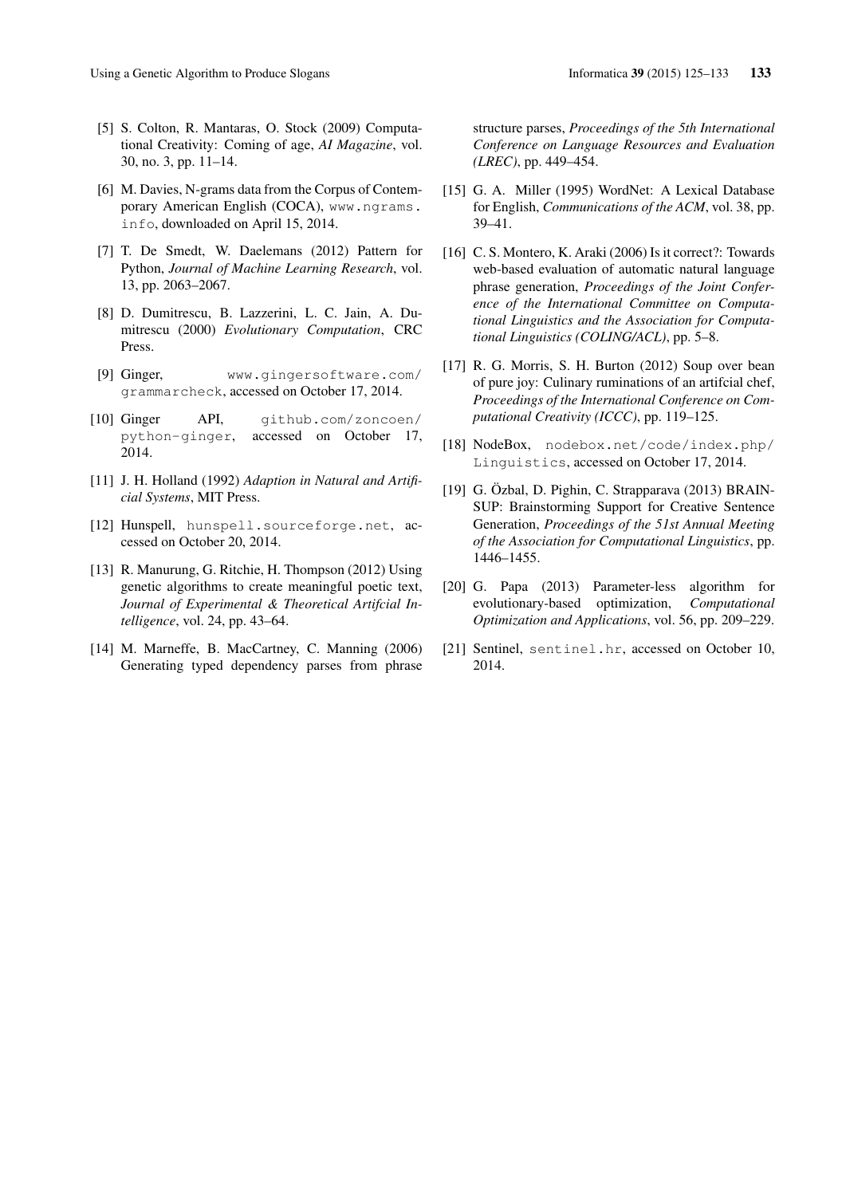[5] S. Colton, R. Mantaras, O. Stock (2009) Computational Creativity: Coming of age, *AI Magazine*, vol. 30, no. 3, pp. 11–14.

[6] M. Davies, N-grams data from the Corpus of Contemporary American English (COCA), `www.ngrams.info`, downloaded on April 15, 2014.

[7] T. De Smedt, W. Daelemans (2012) Pattern for Python, *Journal of Machine Learning Research*, vol. 13, pp. 2063–2067.

[8] D. Dumitrescu, B. Lazzerini, L. C. Jain, A. Dumitrescu (2000) *Evolutionary Computation*, CRC Press.

[9] Ginger, `www.gingersoftware.com/grammarcheck`, accessed on October 17, 2014.

[10] Ginger API, `github.com/zoncoen/python-ginger`, accessed on October 17, 2014.

[11] J. H. Holland (1992) *Adaption in Natural and Artificial Systems*, MIT Press.

[12] Hunspell, `hunspell.sourceforge.net`, accessed on October 20, 2014.

[13] R. Manurung, G. Ritchie, H. Thompson (2012) Using genetic algorithms to create meaningful poetic text, *Journal of Experimental & Theoretical Artifcial Intelligence*, vol. 24, pp. 43–64.

[14] M. Marneffe, B. MacCartney, C. Manning (2006) Generating typed dependency parses from phrase structure parses, *Proceedings of the 5th International Conference on Language Resources and Evaluation (LREC)*, pp. 449–454.

[15] G. A. Miller (1995) WordNet: A Lexical Database for English, *Communications of the ACM*, vol. 38, pp. 39–41.

[16] C. S. Montero, K. Araki (2006) Is it correct?: Towards web-based evaluation of automatic natural language phrase generation, *Proceedings of the Joint Conference of the International Committee on Computational Linguistics and the Association for Computational Linguistics (COLING/ACL)*, pp. 5–8.

[17] R. G. Morris, S. H. Burton (2012) Soup over bean of pure joy: Culinary ruminations of an artifcial chef, *Proceedings of the International Conference on Computational Creativity (ICCC)*, pp. 119–125.

[18] NodeBox, `nodebox.net/code/index.php/Linguistics`, accessed on October 17, 2014.

[19] G. Özbal, D. Pighin, C. Strapparava (2013) BRAINSUP: Brainstorming Support for Creative Sentence Generation, *Proceedings of the 51st Annual Meeting of the Association for Computational Linguistics*, pp. 1446–1455.

[20] G. Papa (2013) Parameter-less algorithm for evolutionary-based optimization, *Computational Optimization and Applications*, vol. 56, pp. 209–229.

[21] Sentinel, `sentinel.hr`, accessed on October 10, 2014.